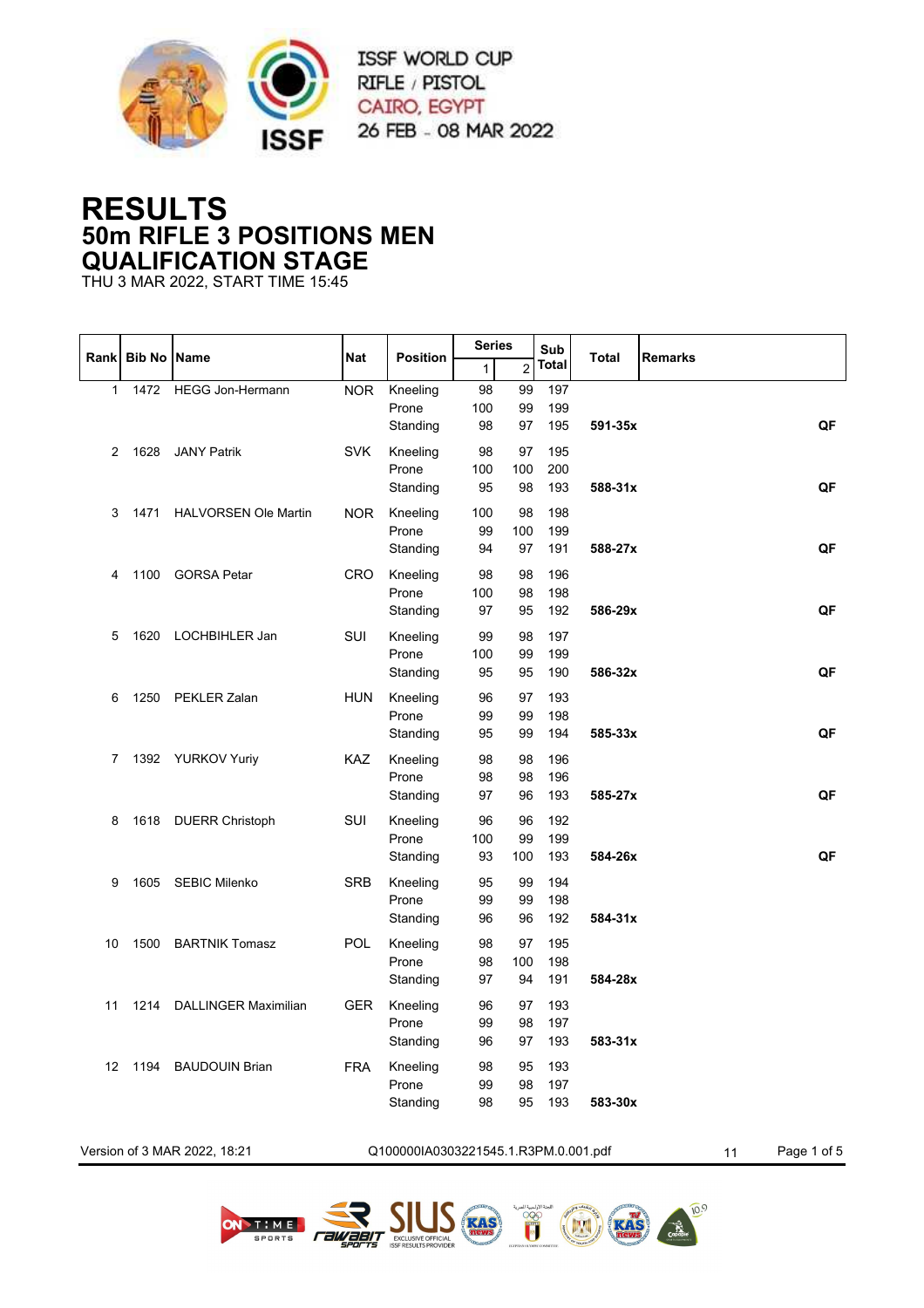ISSF WORLD CUP
RIFLE / PISTOL
CAIRO, EGYPT
26 FEB - 08 MAR 2022

# RESULTS
## 50m RIFLE 3 POSITIONS MEN
## QUALIFICATION STAGE

THU 3 MAR 2022, START TIME 15:45

| Rank | Bib No | Name | Nat | Position | Series 1 | Series 2 | Sub Total | Total | Remarks |
|---|---|---|---|---|---|---|---|---|---|
| 1 | 1472 | HEGG Jon-Hermann | NOR | Kneeling | 98 | 99 | 197 | | |
| | | | | Prone | 100 | 99 | 199 | | |
| | | | | Standing | 98 | 97 | 195 | **591-35x** | **QF** |
| 2 | 1628 | JANY Patrik | SVK | Kneeling | 98 | 97 | 195 | | |
| | | | | Prone | 100 | 100 | 200 | | |
| | | | | Standing | 95 | 98 | 193 | **588-31x** | **QF** |
| 3 | 1471 | HALVORSEN Ole Martin | NOR | Kneeling | 100 | 98 | 198 | | |
| | | | | Prone | 99 | 100 | 199 | | |
| | | | | Standing | 94 | 97 | 191 | **588-27x** | **QF** |
| 4 | 1100 | GORSA Petar | CRO | Kneeling | 98 | 98 | 196 | | |
| | | | | Prone | 100 | 98 | 198 | | |
| | | | | Standing | 97 | 95 | 192 | **586-29x** | **QF** |
| 5 | 1620 | LOCHBIHLER Jan | SUI | Kneeling | 99 | 98 | 197 | | |
| | | | | Prone | 100 | 99 | 199 | | |
| | | | | Standing | 95 | 95 | 190 | **586-32x** | **QF** |
| 6 | 1250 | PEKLER Zalan | HUN | Kneeling | 96 | 97 | 193 | | |
| | | | | Prone | 99 | 99 | 198 | | |
| | | | | Standing | 95 | 99 | 194 | **585-33x** | **QF** |
| 7 | 1392 | YURKOV Yuriy | KAZ | Kneeling | 98 | 98 | 196 | | |
| | | | | Prone | 98 | 98 | 196 | | |
| | | | | Standing | 97 | 96 | 193 | **585-27x** | **QF** |
| 8 | 1618 | DUERR Christoph | SUI | Kneeling | 96 | 96 | 192 | | |
| | | | | Prone | 100 | 99 | 199 | | |
| | | | | Standing | 93 | 100 | 193 | **584-26x** | **QF** |
| 9 | 1605 | SEBIC Milenko | SRB | Kneeling | 95 | 99 | 194 | | |
| | | | | Prone | 99 | 99 | 198 | | |
| | | | | Standing | 96 | 96 | 192 | **584-31x** | |
| 10 | 1500 | BARTNIK Tomasz | POL | Kneeling | 98 | 97 | 195 | | |
| | | | | Prone | 98 | 100 | 198 | | |
| | | | | Standing | 97 | 94 | 191 | **584-28x** | |
| 11 | 1214 | DALLINGER Maximilian | GER | Kneeling | 96 | 97 | 193 | | |
| | | | | Prone | 99 | 98 | 197 | | |
| | | | | Standing | 96 | 97 | 193 | **583-31x** | |
| 12 | 1194 | BAUDOUIN Brian | FRA | Kneeling | 98 | 95 | 193 | | |
| | | | | Prone | 99 | 98 | 197 | | |
| | | | | Standing | 98 | 95 | 193 | **583-30x** | |

Version of 3 MAR 2022, 18:21 Q100000IA0303221545.1.R3PM.0.001.pdf 11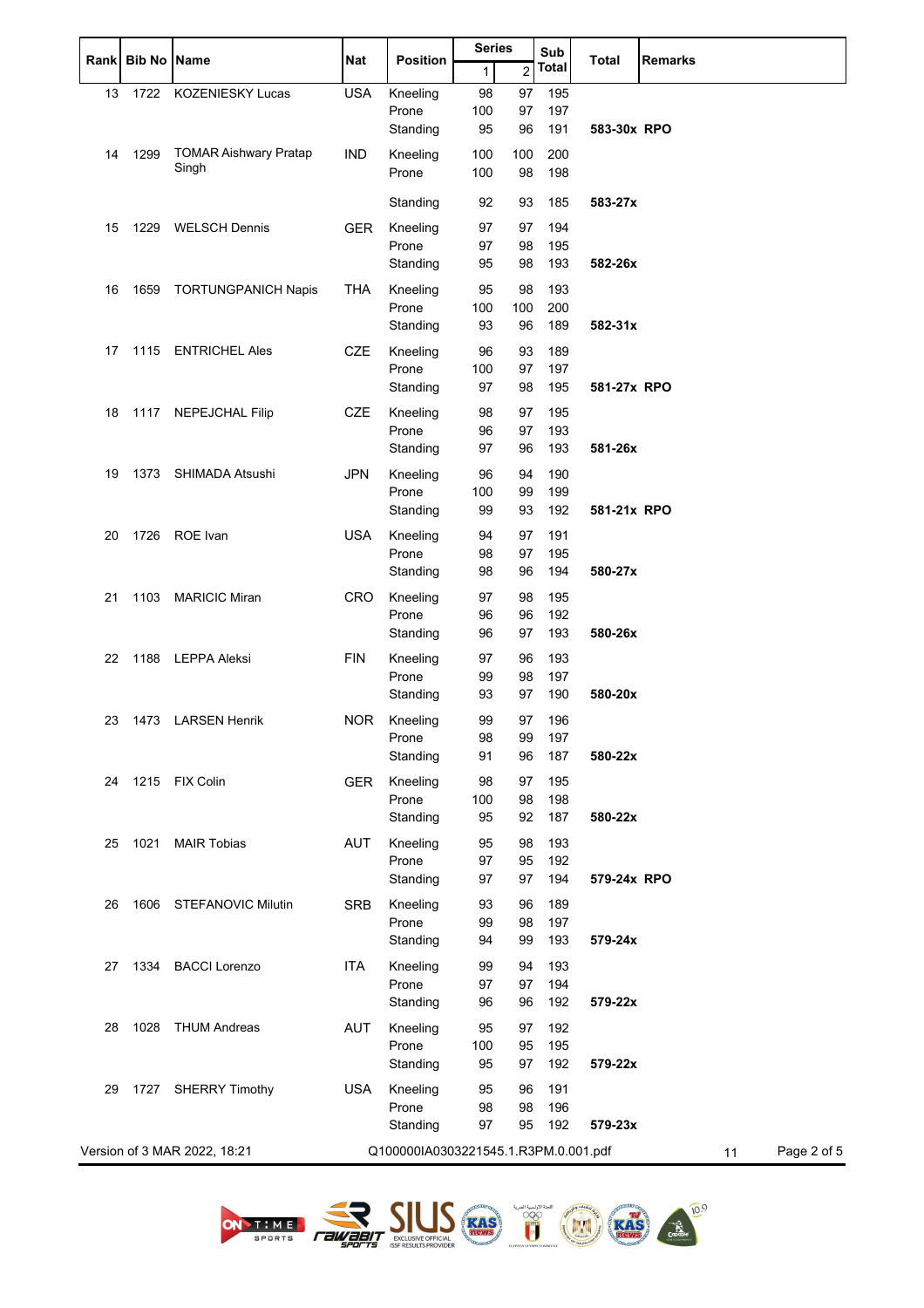| Rank | Bib No | Name | Nat | Position | Series 1 | Series 2 | Sub Total | Total | Remarks |
|---|---|---|---|---|---|---|---|---|---|
| 13 | 1722 | KOZENIESKY Lucas | USA | Kneeling | 98 | 97 | 195 | | |
| | | | | Prone | 100 | 97 | 197 | | |
| | | | | Standing | 95 | 96 | 191 | **583-30x** | **RPO** |
| 14 | 1299 | TOMAR Aishwary Pratap Singh | IND | Kneeling | 100 | 100 | 200 | | |
| | | | | Prone | 100 | 98 | 198 | | |
| | | | | Standing | 92 | 93 | 185 | **583-27x** | |
| 15 | 1229 | WELSCH Dennis | GER | Kneeling | 97 | 97 | 194 | | |
| | | | | Prone | 97 | 98 | 195 | | |
| | | | | Standing | 95 | 98 | 193 | **582-26x** | |
| 16 | 1659 | TORTUNGPANICH Napis | THA | Kneeling | 95 | 98 | 193 | | |
| | | | | Prone | 100 | 100 | 200 | | |
| | | | | Standing | 93 | 96 | 189 | **582-31x** | |
| 17 | 1115 | ENTRICHEL Ales | CZE | Kneeling | 96 | 93 | 189 | | |
| | | | | Prone | 100 | 97 | 197 | | |
| | | | | Standing | 97 | 98 | 195 | **581-27x** | **RPO** |
| 18 | 1117 | NEPEJCHAL Filip | CZE | Kneeling | 98 | 97 | 195 | | |
| | | | | Prone | 96 | 97 | 193 | | |
| | | | | Standing | 97 | 96 | 193 | **581-26x** | |
| 19 | 1373 | SHIMADA Atsushi | JPN | Kneeling | 96 | 94 | 190 | | |
| | | | | Prone | 100 | 99 | 199 | | |
| | | | | Standing | 99 | 93 | 192 | **581-21x** | **RPO** |
| 20 | 1726 | ROE Ivan | USA | Kneeling | 94 | 97 | 191 | | |
| | | | | Prone | 98 | 97 | 195 | | |
| | | | | Standing | 98 | 96 | 194 | **580-27x** | |
| 21 | 1103 | MARICIC Miran | CRO | Kneeling | 97 | 98 | 195 | | |
| | | | | Prone | 96 | 96 | 192 | | |
| | | | | Standing | 96 | 97 | 193 | **580-26x** | |
| 22 | 1188 | LEPPA Aleksi | FIN | Kneeling | 97 | 96 | 193 | | |
| | | | | Prone | 99 | 98 | 197 | | |
| | | | | Standing | 93 | 97 | 190 | **580-20x** | |
| 23 | 1473 | LARSEN Henrik | NOR | Kneeling | 99 | 97 | 196 | | |
| | | | | Prone | 98 | 99 | 197 | | |
| | | | | Standing | 91 | 96 | 187 | **580-22x** | |
| 24 | 1215 | FIX Colin | GER | Kneeling | 98 | 97 | 195 | | |
| | | | | Prone | 100 | 98 | 198 | | |
| | | | | Standing | 95 | 92 | 187 | **580-22x** | |
| 25 | 1021 | MAIR Tobias | AUT | Kneeling | 95 | 98 | 193 | | |
| | | | | Prone | 97 | 95 | 192 | | |
| | | | | Standing | 97 | 97 | 194 | **579-24x** | **RPO** |
| 26 | 1606 | STEFANOVIC Milutin | SRB | Kneeling | 93 | 96 | 189 | | |
| | | | | Prone | 99 | 98 | 197 | | |
| | | | | Standing | 94 | 99 | 193 | **579-24x** | |
| 27 | 1334 | BACCI Lorenzo | ITA | Kneeling | 99 | 94 | 193 | | |
| | | | | Prone | 97 | 97 | 194 | | |
| | | | | Standing | 96 | 96 | 192 | **579-22x** | |
| 28 | 1028 | THUM Andreas | AUT | Kneeling | 95 | 97 | 192 | | |
| | | | | Prone | 100 | 95 | 195 | | |
| | | | | Standing | 95 | 97 | 192 | **579-22x** | |
| 29 | 1727 | SHERRY Timothy | USA | Kneeling | 95 | 96 | 191 | | |
| | | | | Prone | 98 | 98 | 196 | | |
| | | | | Standing | 97 | 95 | 192 | **579-23x** | |

Version of 3 MAR 2022, 18:21 Q100000IA0303221545.1.R3PM.0.001.pdf 11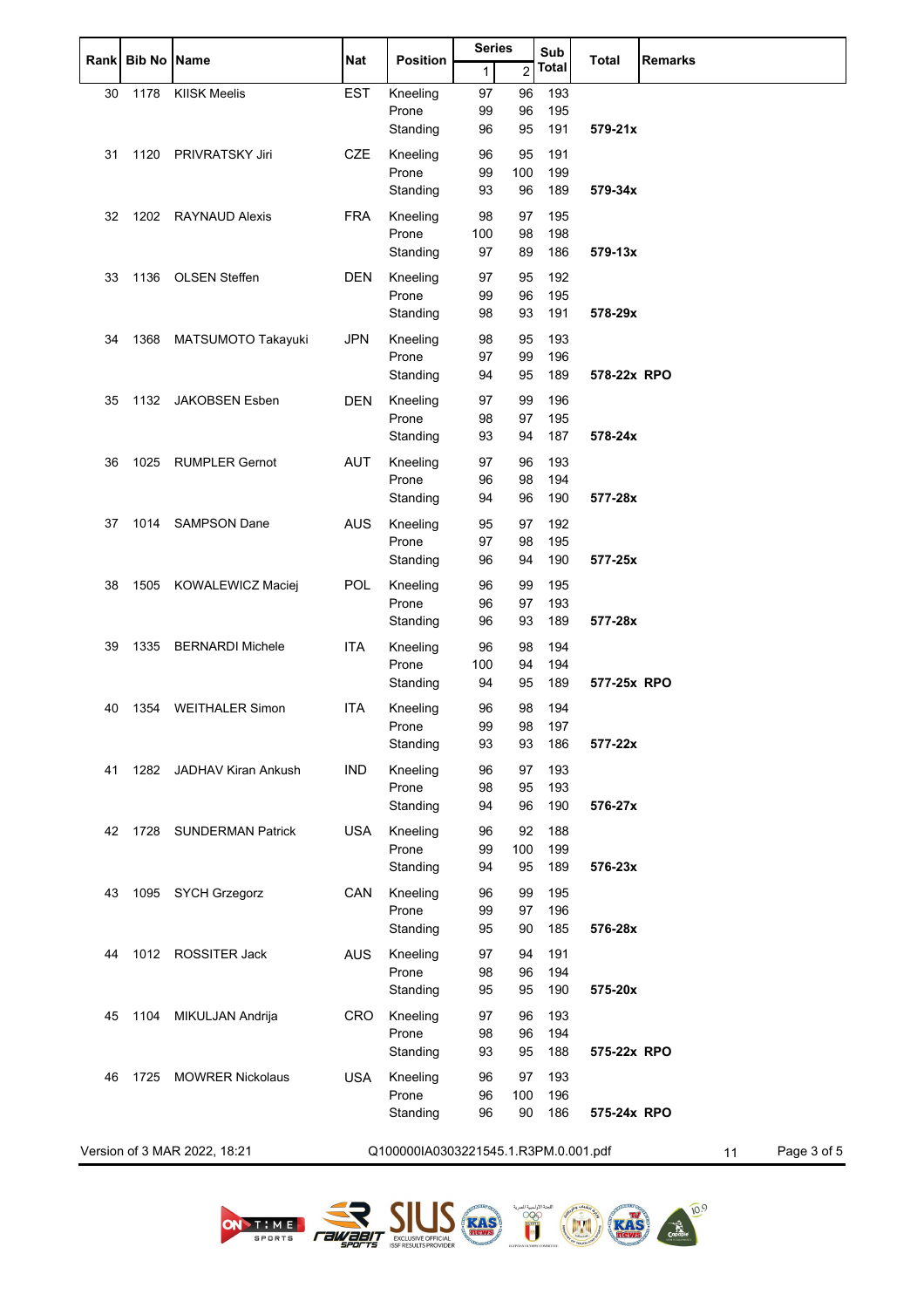| Rank | Bib No | Name | Nat | Position | Series | | Sub Total | Total | Remarks |
|---|---|---|---|---|---|---|---|---|---|
| | | | | | 1 | 2 | | | |
| 30 | 1178 | KIISK Meelis | EST | Kneeling | 97 | 96 | 193 | | |
| | | | | Prone | 99 | 96 | 195 | | |
| | | | | Standing | 96 | 95 | 191 | **579-21x** | |
| 31 | 1120 | PRIVRATSKY Jiri | CZE | Kneeling | 96 | 95 | 191 | | |
| | | | | Prone | 99 | 100 | 199 | | |
| | | | | Standing | 93 | 96 | 189 | **579-34x** | |
| 32 | 1202 | RAYNAUD Alexis | FRA | Kneeling | 98 | 97 | 195 | | |
| | | | | Prone | 100 | 98 | 198 | | |
| | | | | Standing | 97 | 89 | 186 | **579-13x** | |
| 33 | 1136 | OLSEN Steffen | DEN | Kneeling | 97 | 95 | 192 | | |
| | | | | Prone | 99 | 96 | 195 | | |
| | | | | Standing | 98 | 93 | 191 | **578-29x** | |
| 34 | 1368 | MATSUMOTO Takayuki | JPN | Kneeling | 98 | 95 | 193 | | |
| | | | | Prone | 97 | 99 | 196 | | |
| | | | | Standing | 94 | 95 | 189 | **578-22x** | **RPO** |
| 35 | 1132 | JAKOBSEN Esben | DEN | Kneeling | 97 | 99 | 196 | | |
| | | | | Prone | 98 | 97 | 195 | | |
| | | | | Standing | 93 | 94 | 187 | **578-24x** | |
| 36 | 1025 | RUMPLER Gernot | AUT | Kneeling | 97 | 96 | 193 | | |
| | | | | Prone | 96 | 98 | 194 | | |
| | | | | Standing | 94 | 96 | 190 | **577-28x** | |
| 37 | 1014 | SAMPSON Dane | AUS | Kneeling | 95 | 97 | 192 | | |
| | | | | Prone | 97 | 98 | 195 | | |
| | | | | Standing | 96 | 94 | 190 | **577-25x** | |
| 38 | 1505 | KOWALEWICZ Maciej | POL | Kneeling | 96 | 99 | 195 | | |
| | | | | Prone | 96 | 97 | 193 | | |
| | | | | Standing | 96 | 93 | 189 | **577-28x** | |
| 39 | 1335 | BERNARDI Michele | ITA | Kneeling | 96 | 98 | 194 | | |
| | | | | Prone | 100 | 94 | 194 | | |
| | | | | Standing | 94 | 95 | 189 | **577-25x** | **RPO** |
| 40 | 1354 | WEITHALER Simon | ITA | Kneeling | 96 | 98 | 194 | | |
| | | | | Prone | 99 | 98 | 197 | | |
| | | | | Standing | 93 | 93 | 186 | **577-22x** | |
| 41 | 1282 | JADHAV Kiran Ankush | IND | Kneeling | 96 | 97 | 193 | | |
| | | | | Prone | 98 | 95 | 193 | | |
| | | | | Standing | 94 | 96 | 190 | **576-27x** | |
| 42 | 1728 | SUNDERMAN Patrick | USA | Kneeling | 96 | 92 | 188 | | |
| | | | | Prone | 99 | 100 | 199 | | |
| | | | | Standing | 94 | 95 | 189 | **576-23x** | |
| 43 | 1095 | SYCH Grzegorz | CAN | Kneeling | 96 | 99 | 195 | | |
| | | | | Prone | 99 | 97 | 196 | | |
| | | | | Standing | 95 | 90 | 185 | **576-28x** | |
| 44 | 1012 | ROSSITER Jack | AUS | Kneeling | 97 | 94 | 191 | | |
| | | | | Prone | 98 | 96 | 194 | | |
| | | | | Standing | 95 | 95 | 190 | **575-20x** | |
| 45 | 1104 | MIKULJAN Andrija | CRO | Kneeling | 97 | 96 | 193 | | |
| | | | | Prone | 98 | 96 | 194 | | |
| | | | | Standing | 93 | 95 | 188 | **575-22x** | **RPO** |
| 46 | 1725 | MOWRER Nickolaus | USA | Kneeling | 96 | 97 | 193 | | |
| | | | | Prone | 96 | 100 | 196 | | |
| | | | | Standing | 96 | 90 | 186 | **575-24x** | **RPO** |

Version of 3 MAR 2022, 18:21 — Q100000IA0303221545.1.R3PM.0.001.pdf — 11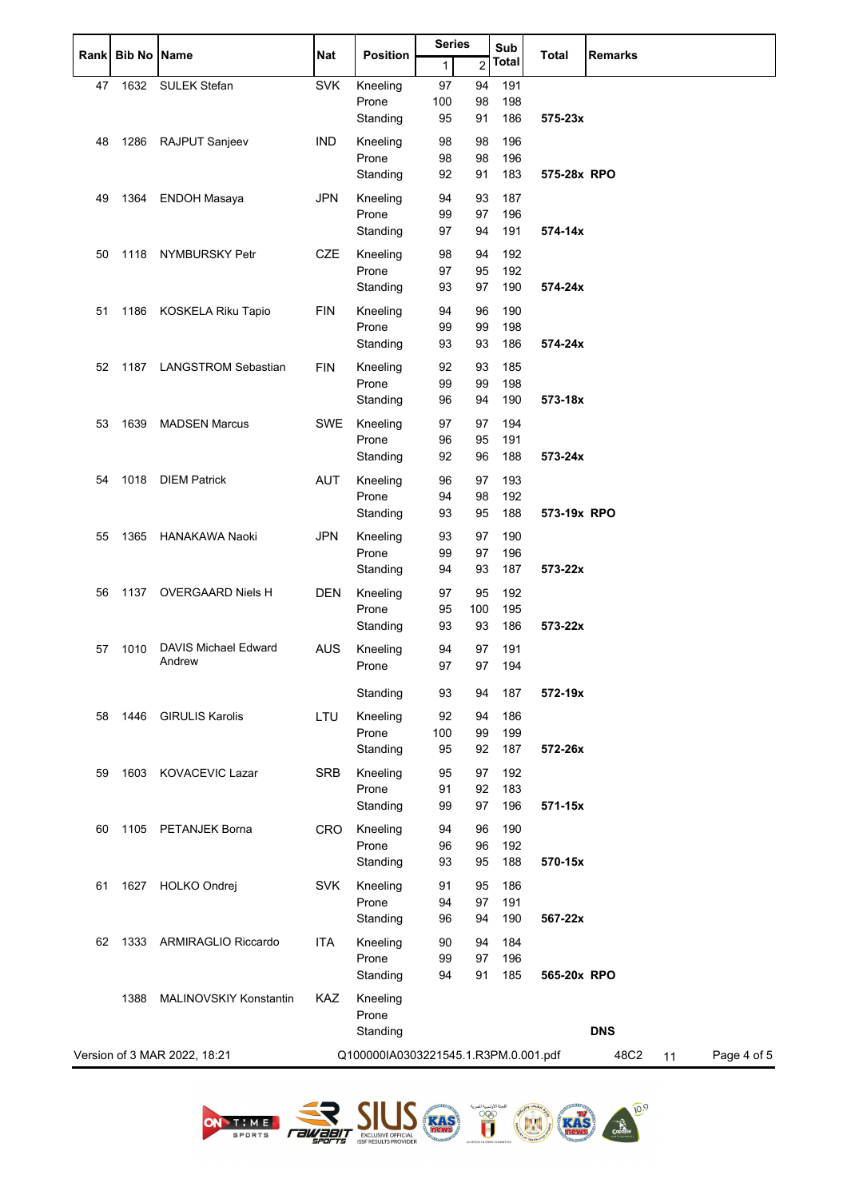| Rank | Bib No | Name | Nat | Position | Series 1 | Series 2 | Sub Total | Total | Remarks |
|---|---|---|---|---|---|---|---|---|---|
| 47 | 1632 | SULEK Stefan | SVK | Kneeling | 97 | 94 | 191 | | |
| | | | | Prone | 100 | 98 | 198 | | |
| | | | | Standing | 95 | 91 | 186 | **575-23x** | |
| 48 | 1286 | RAJPUT Sanjeev | IND | Kneeling | 98 | 98 | 196 | | |
| | | | | Prone | 98 | 98 | 196 | | |
| | | | | Standing | 92 | 91 | 183 | **575-28x** | **RPO** |
| 49 | 1364 | ENDOH Masaya | JPN | Kneeling | 94 | 93 | 187 | | |
| | | | | Prone | 99 | 97 | 196 | | |
| | | | | Standing | 97 | 94 | 191 | **574-14x** | |
| 50 | 1118 | NYMBURSKY Petr | CZE | Kneeling | 98 | 94 | 192 | | |
| | | | | Prone | 97 | 95 | 192 | | |
| | | | | Standing | 93 | 97 | 190 | **574-24x** | |
| 51 | 1186 | KOSKELA Riku Tapio | FIN | Kneeling | 94 | 96 | 190 | | |
| | | | | Prone | 99 | 99 | 198 | | |
| | | | | Standing | 93 | 93 | 186 | **574-24x** | |
| 52 | 1187 | LANGSTROM Sebastian | FIN | Kneeling | 92 | 93 | 185 | | |
| | | | | Prone | 99 | 99 | 198 | | |
| | | | | Standing | 96 | 94 | 190 | **573-18x** | |
| 53 | 1639 | MADSEN Marcus | SWE | Kneeling | 97 | 97 | 194 | | |
| | | | | Prone | 96 | 95 | 191 | | |
| | | | | Standing | 92 | 96 | 188 | **573-24x** | |
| 54 | 1018 | DIEM Patrick | AUT | Kneeling | 96 | 97 | 193 | | |
| | | | | Prone | 94 | 98 | 192 | | |
| | | | | Standing | 93 | 95 | 188 | **573-19x** | **RPO** |
| 55 | 1365 | HANAKAWA Naoki | JPN | Kneeling | 93 | 97 | 190 | | |
| | | | | Prone | 99 | 97 | 196 | | |
| | | | | Standing | 94 | 93 | 187 | **573-22x** | |
| 56 | 1137 | OVERGAARD Niels H | DEN | Kneeling | 97 | 95 | 192 | | |
| | | | | Prone | 95 | 100 | 195 | | |
| | | | | Standing | 93 | 93 | 186 | **573-22x** | |
| 57 | 1010 | DAVIS Michael Edward Andrew | AUS | Kneeling | 94 | 97 | 191 | | |
| | | | | Prone | 97 | 97 | 194 | | |
| | | | | Standing | 93 | 94 | 187 | **572-19x** | |
| 58 | 1446 | GIRULIS Karolis | LTU | Kneeling | 92 | 94 | 186 | | |
| | | | | Prone | 100 | 99 | 199 | | |
| | | | | Standing | 95 | 92 | 187 | **572-26x** | |
| 59 | 1603 | KOVACEVIC Lazar | SRB | Kneeling | 95 | 97 | 192 | | |
| | | | | Prone | 91 | 92 | 183 | | |
| | | | | Standing | 99 | 97 | 196 | **571-15x** | |
| 60 | 1105 | PETANJEK Borna | CRO | Kneeling | 94 | 96 | 190 | | |
| | | | | Prone | 96 | 96 | 192 | | |
| | | | | Standing | 93 | 95 | 188 | **570-15x** | |
| 61 | 1627 | HOLKO Ondrej | SVK | Kneeling | 91 | 95 | 186 | | |
| | | | | Prone | 94 | 97 | 191 | | |
| | | | | Standing | 96 | 94 | 190 | **567-22x** | |
| 62 | 1333 | ARMIRAGLIO Riccardo | ITA | Kneeling | 90 | 94 | 184 | | |
| | | | | Prone | 99 | 97 | 196 | | |
| | | | | Standing | 94 | 91 | 185 | **565-20x** | **RPO** |
| | 1388 | MALINOVSKIY Konstantin | KAZ | Kneeling | | | | | |
| | | | | Prone | | | | | |
| | | | | Standing | | | | | **DNS** |

Version of 3 MAR 2022, 18:21 Q100000IA0303221545.1.R3PM.0.001.pdf 48C2 11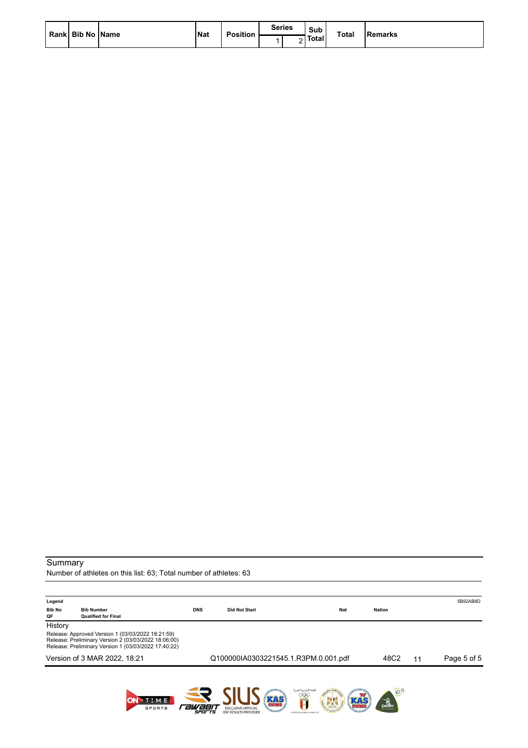| Rank | Bib No | Name | Nat | Position | Series | | Sub Total | Total | Remarks |
|---|---|---|---|---|---|---|---|---|---|
| | | | | | 1 | 2 | | | |

## Summary

Number of athletes on this list: 63; Total number of athletes: 63

**Legend**

5B92AB8D

| | | | | | |
|---|---|---|---|---|---|
| **Bib No** | **Bib Number** | **DNS** | **Did Not Start** | **Nat** | **Nation** |
| **QF** | **Qualified for Final** | | | | |

History

Release: Approved Version 1 (03/03/2022 18:21:59)
Release: Preliminary Version 2 (03/03/2022 18:06:00)
Release: Preliminary Version 1 (03/03/2022 17:40:22)

Version of 3 MAR 2022, 18:21 Q100000IA0303221545.1.R3PM.0.001.pdf 48C2 11